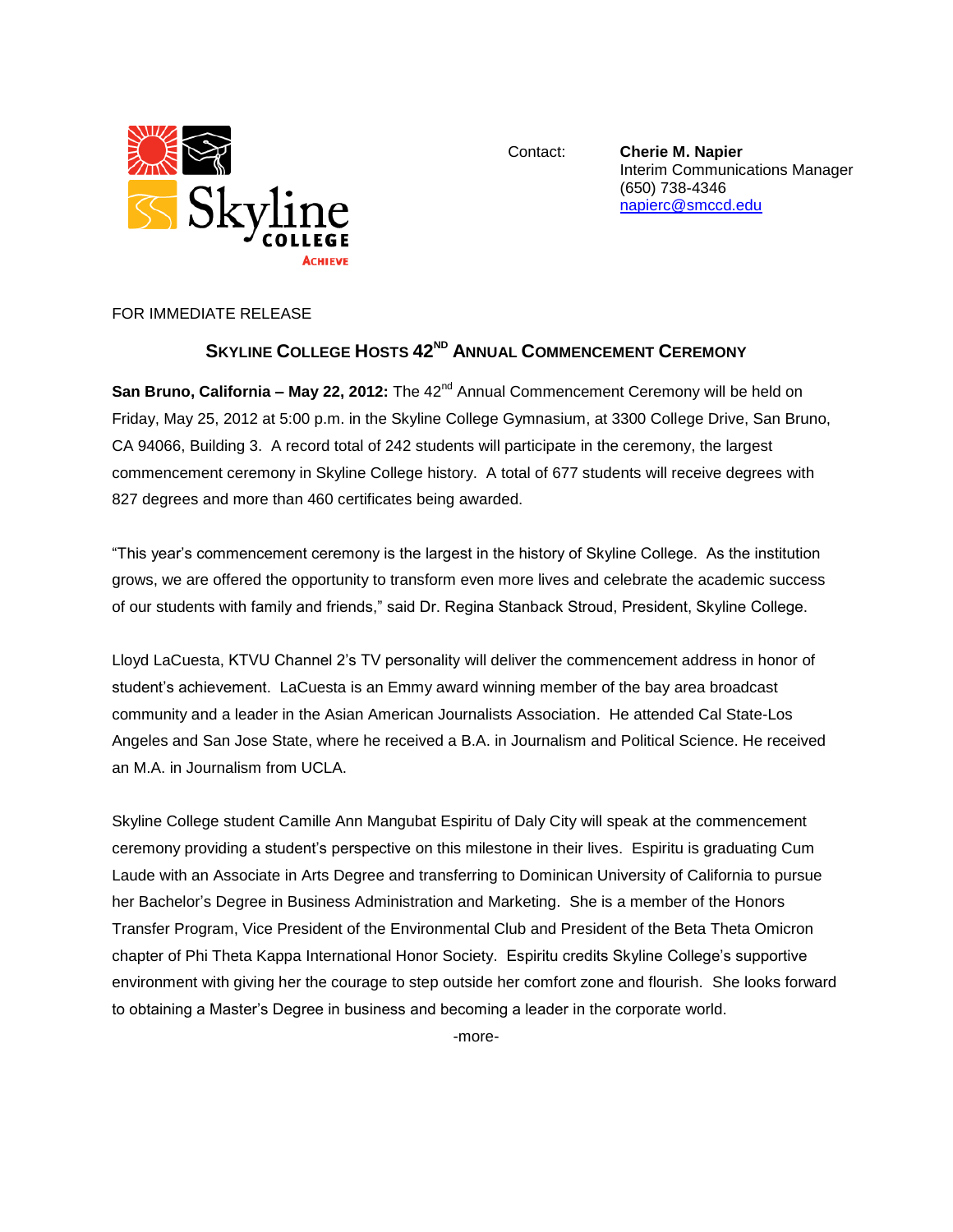Contact: **Cherie M. Napier**
Interim Communications Manager
(650) 738-4346
napierc@smccd.edu

FOR IMMEDIATE RELEASE

# SKYLINE COLLEGE HOSTS 42ND ANNUAL COMMENCEMENT CEREMONY

**San Bruno, California – May 22, 2012:** The 42nd Annual Commencement Ceremony will be held on Friday, May 25, 2012 at 5:00 p.m. in the Skyline College Gymnasium, at 3300 College Drive, San Bruno, CA 94066, Building 3. A record total of 242 students will participate in the ceremony, the largest commencement ceremony in Skyline College history. A total of 677 students will receive degrees with 827 degrees and more than 460 certificates being awarded.

"This year's commencement ceremony is the largest in the history of Skyline College. As the institution grows, we are offered the opportunity to transform even more lives and celebrate the academic success of our students with family and friends," said Dr. Regina Stanback Stroud, President, Skyline College.

Lloyd LaCuesta, KTVU Channel 2's TV personality will deliver the commencement address in honor of student's achievement. LaCuesta is an Emmy award winning member of the bay area broadcast community and a leader in the Asian American Journalists Association. He attended Cal State-Los Angeles and San Jose State, where he received a B.A. in Journalism and Political Science. He received an M.A. in Journalism from UCLA.

Skyline College student Camille Ann Mangubat Espiritu of Daly City will speak at the commencement ceremony providing a student's perspective on this milestone in their lives. Espiritu is graduating Cum Laude with an Associate in Arts Degree and transferring to Dominican University of California to pursue her Bachelor's Degree in Business Administration and Marketing. She is a member of the Honors Transfer Program, Vice President of the Environmental Club and President of the Beta Theta Omicron chapter of Phi Theta Kappa International Honor Society. Espiritu credits Skyline College's supportive environment with giving her the courage to step outside her comfort zone and flourish. She looks forward to obtaining a Master's Degree in business and becoming a leader in the corporate world.

-more-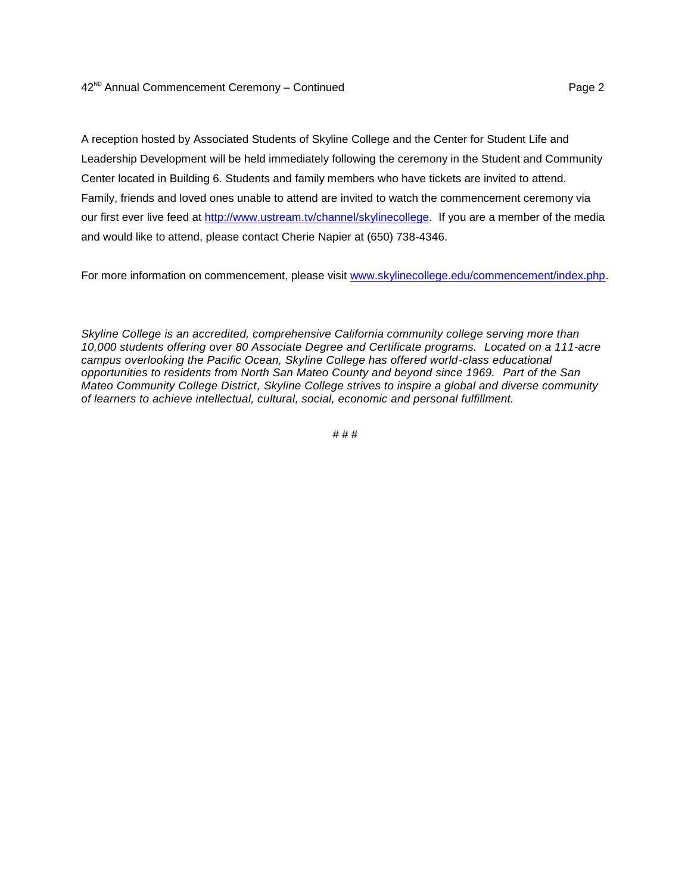A reception hosted by Associated Students of Skyline College and the Center for Student Life and Leadership Development will be held immediately following the ceremony in the Student and Community Center located in Building 6. Students and family members who have tickets are invited to attend. Family, friends and loved ones unable to attend are invited to watch the commencement ceremony via our first ever live feed at http://www.ustream.tv/channel/skylinecollege. If you are a member of the media and would like to attend, please contact Cherie Napier at (650) 738-4346.

For more information on commencement, please visit www.skylinecollege.edu/commencement/index.php.

*Skyline College is an accredited, comprehensive California community college serving more than 10,000 students offering over 80 Associate Degree and Certificate programs. Located on a 111-acre campus overlooking the Pacific Ocean, Skyline College has offered world-class educational opportunities to residents from North San Mateo County and beyond since 1969. Part of the San Mateo Community College District, Skyline College strives to inspire a global and diverse community of learners to achieve intellectual, cultural, social, economic and personal fulfillment.*

# # #